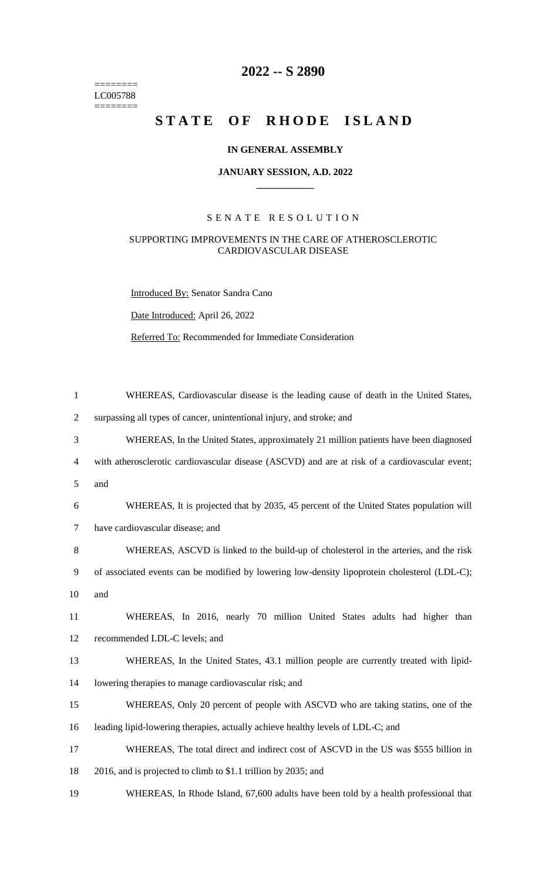# 2022 -- S 2890

========
LC005788
========

# STATE OF RHODE ISLAND

**IN GENERAL ASSEMBLY**

**JANUARY SESSION, A.D. 2022**

## SENATE RESOLUTION

SUPPORTING IMPROVEMENTS IN THE CARE OF ATHEROSCLEROTIC CARDIOVASCULAR DISEASE

Introduced By: Senator Sandra Cano

Date Introduced: April 26, 2022

Referred To: Recommended for Immediate Consideration

1 WHEREAS, Cardiovascular disease is the leading cause of death in the United States,
2 surpassing all types of cancer, unintentional injury, and stroke; and
3 WHEREAS, In the United States, approximately 21 million patients have been diagnosed
4 with atherosclerotic cardiovascular disease (ASCVD) and are at risk of a cardiovascular event;
5 and
6 WHEREAS, It is projected that by 2035, 45 percent of the United States population will
7 have cardiovascular disease; and
8 WHEREAS, ASCVD is linked to the build-up of cholesterol in the arteries, and the risk
9 of associated events can be modified by lowering low-density lipoprotein cholesterol (LDL-C);
10 and
11 WHEREAS, In 2016, nearly 70 million United States adults had higher than
12 recommended LDL-C levels; and
13 WHEREAS, In the United States, 43.1 million people are currently treated with lipid-
14 lowering therapies to manage cardiovascular risk; and
15 WHEREAS, Only 20 percent of people with ASCVD who are taking statins, one of the
16 leading lipid-lowering therapies, actually achieve healthy levels of LDL-C; and
17 WHEREAS, The total direct and indirect cost of ASCVD in the US was $555 billion in
18 2016, and is projected to climb to $1.1 trillion by 2035; and
19 WHEREAS, In Rhode Island, 67,600 adults have been told by a health professional that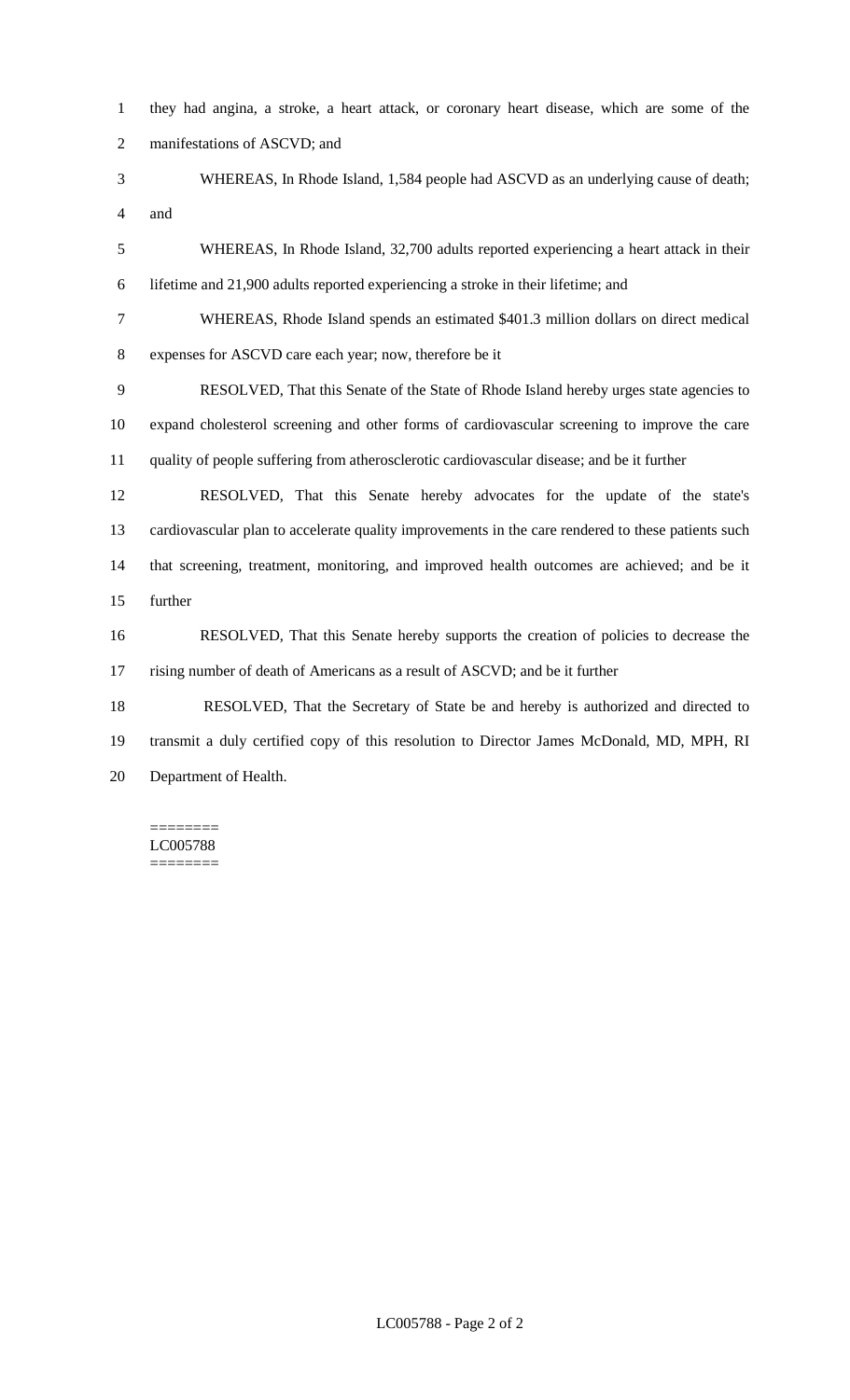they had angina, a stroke, a heart attack, or coronary heart disease, which are some of the manifestations of ASCVD; and

WHEREAS, In Rhode Island, 1,584 people had ASCVD as an underlying cause of death; and

WHEREAS, In Rhode Island, 32,700 adults reported experiencing a heart attack in their lifetime and 21,900 adults reported experiencing a stroke in their lifetime; and

WHEREAS, Rhode Island spends an estimated $401.3 million dollars on direct medical expenses for ASCVD care each year; now, therefore be it

RESOLVED, That this Senate of the State of Rhode Island hereby urges state agencies to expand cholesterol screening and other forms of cardiovascular screening to improve the care quality of people suffering from atherosclerotic cardiovascular disease; and be it further

RESOLVED, That this Senate hereby advocates for the update of the state's cardiovascular plan to accelerate quality improvements in the care rendered to these patients such that screening, treatment, monitoring, and improved health outcomes are achieved; and be it further

RESOLVED, That this Senate hereby supports the creation of policies to decrease the rising number of death of Americans as a result of ASCVD; and be it further

RESOLVED, That the Secretary of State be and hereby is authorized and directed to transmit a duly certified copy of this resolution to Director James McDonald, MD, MPH, RI Department of Health.

========
LC005788
========